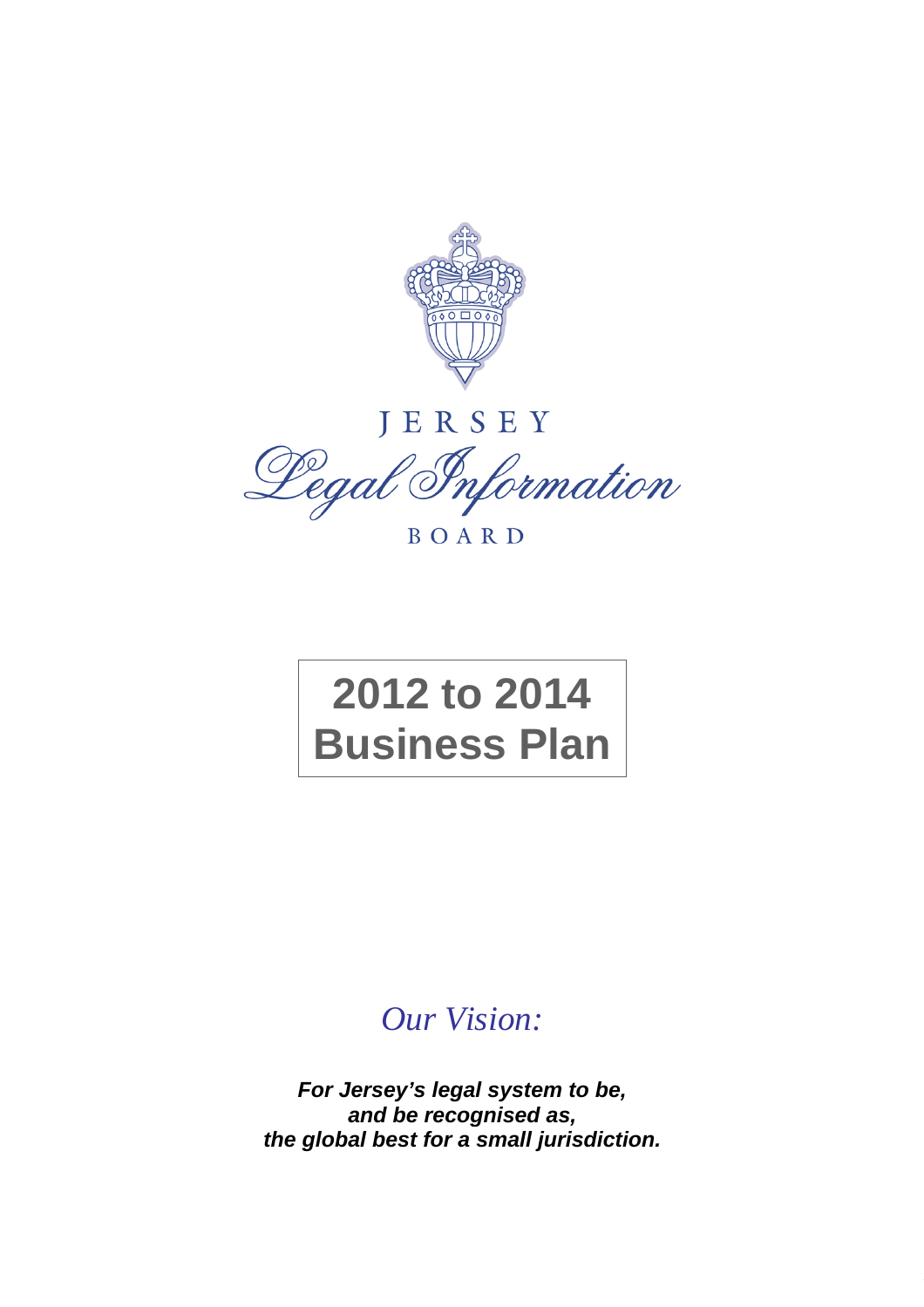JERSEY

Legal Information

BOARD

# 2012 to 2014 Business Plan

*Our Vision:*

***For Jersey's legal system to be, and be recognised as, the global best for a small jurisdiction.***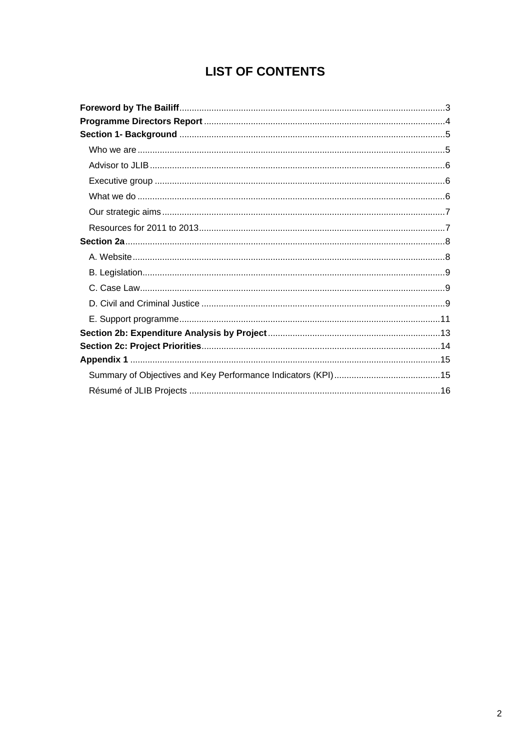# LIST OF CONTENTS

**Foreword by The Bailiff**..........3
**Programme Directors Report**..........4
**Section 1- Background**..........5

- Who we are..........5
- Advisor to JLIB..........6
- Executive group..........6
- What we do..........6
- Our strategic aims..........7
- Resources for 2011 to 2013..........7

**Section 2a**..........8

- A. Website..........8
- B. Legislation..........9
- C. Case Law..........9
- D. Civil and Criminal Justice..........9
- E. Support programme..........11

**Section 2b: Expenditure Analysis by Project**..........13
**Section 2c: Project Priorities**..........14
**Appendix 1**..........15

- Summary of Objectives and Key Performance Indicators (KPI)..........15
- Résumé of JLIB Projects..........16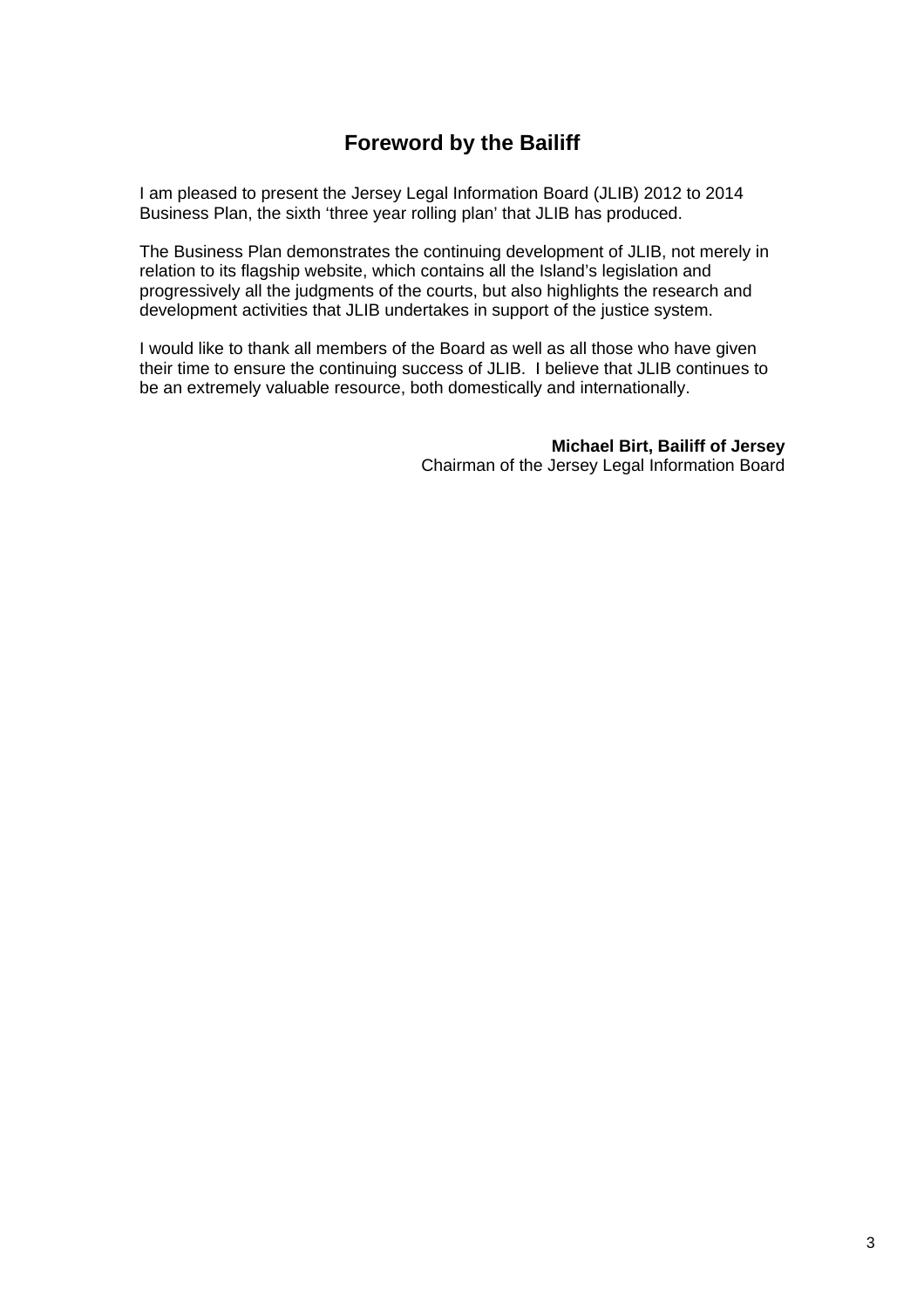# Foreword by the Bailiff

I am pleased to present the Jersey Legal Information Board (JLIB) 2012 to 2014 Business Plan, the sixth 'three year rolling plan' that JLIB has produced.

The Business Plan demonstrates the continuing development of JLIB, not merely in relation to its flagship website, which contains all the Island's legislation and progressively all the judgments of the courts, but also highlights the research and development activities that JLIB undertakes in support of the justice system.

I would like to thank all members of the Board as well as all those who have given their time to ensure the continuing success of JLIB. I believe that JLIB continues to be an extremely valuable resource, both domestically and internationally.

**Michael Birt, Bailiff of Jersey**
Chairman of the Jersey Legal Information Board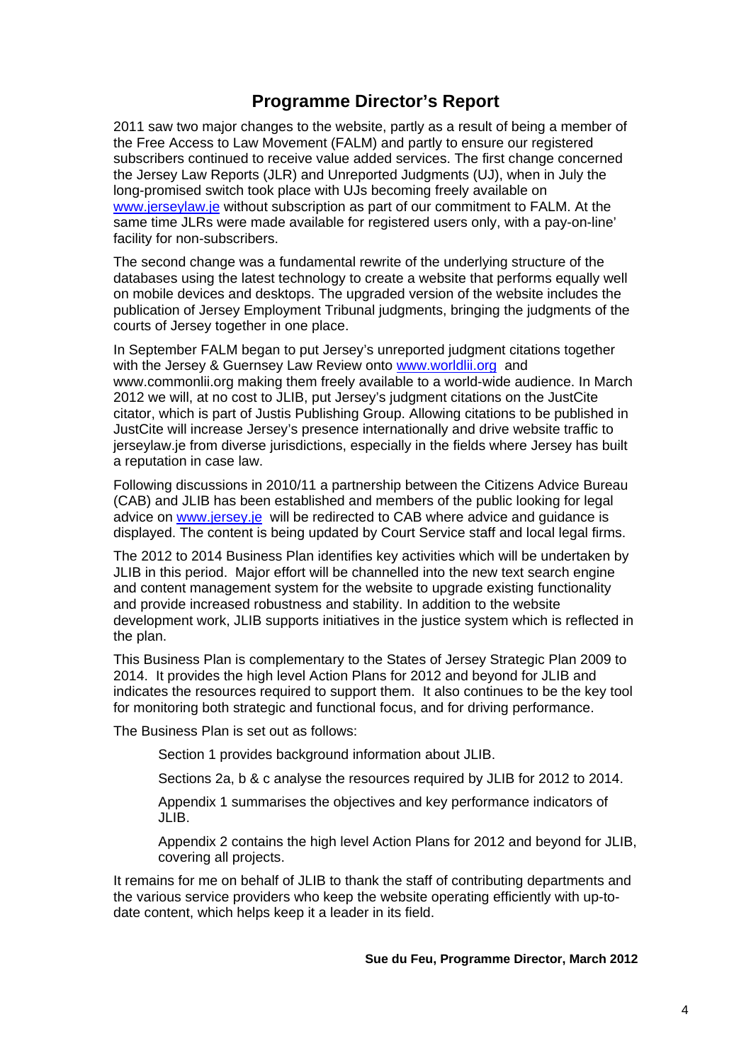## Programme Director's Report

2011 saw two major changes to the website, partly as a result of being a member of the Free Access to Law Movement (FALM) and partly to ensure our registered subscribers continued to receive value added services. The first change concerned the Jersey Law Reports (JLR) and Unreported Judgments (UJ), when in July the long-promised switch took place with UJs becoming freely available on www.jerseylaw.je without subscription as part of our commitment to FALM. At the same time JLRs were made available for registered users only, with a pay-on-line' facility for non-subscribers.

The second change was a fundamental rewrite of the underlying structure of the databases using the latest technology to create a website that performs equally well on mobile devices and desktops. The upgraded version of the website includes the publication of Jersey Employment Tribunal judgments, bringing the judgments of the courts of Jersey together in one place.

In September FALM began to put Jersey's unreported judgment citations together with the Jersey & Guernsey Law Review onto www.worldlii.org and www.commonlii.org making them freely available to a world-wide audience. In March 2012 we will, at no cost to JLIB, put Jersey's judgment citations on the JustCite citator, which is part of Justis Publishing Group. Allowing citations to be published in JustCite will increase Jersey's presence internationally and drive website traffic to jerseylaw.je from diverse jurisdictions, especially in the fields where Jersey has built a reputation in case law.

Following discussions in 2010/11 a partnership between the Citizens Advice Bureau (CAB) and JLIB has been established and members of the public looking for legal advice on www.jersey.je will be redirected to CAB where advice and guidance is displayed. The content is being updated by Court Service staff and local legal firms.

The 2012 to 2014 Business Plan identifies key activities which will be undertaken by JLIB in this period. Major effort will be channelled into the new text search engine and content management system for the website to upgrade existing functionality and provide increased robustness and stability. In addition to the website development work, JLIB supports initiatives in the justice system which is reflected in the plan.

This Business Plan is complementary to the States of Jersey Strategic Plan 2009 to 2014. It provides the high level Action Plans for 2012 and beyond for JLIB and indicates the resources required to support them. It also continues to be the key tool for monitoring both strategic and functional focus, and for driving performance.

The Business Plan is set out as follows:

Section 1 provides background information about JLIB.

Sections 2a, b & c analyse the resources required by JLIB for 2012 to 2014.

Appendix 1 summarises the objectives and key performance indicators of JLIB.

Appendix 2 contains the high level Action Plans for 2012 and beyond for JLIB, covering all projects.

It remains for me on behalf of JLIB to thank the staff of contributing departments and the various service providers who keep the website operating efficiently with up-to-date content, which helps keep it a leader in its field.

**Sue du Feu, Programme Director, March 2012**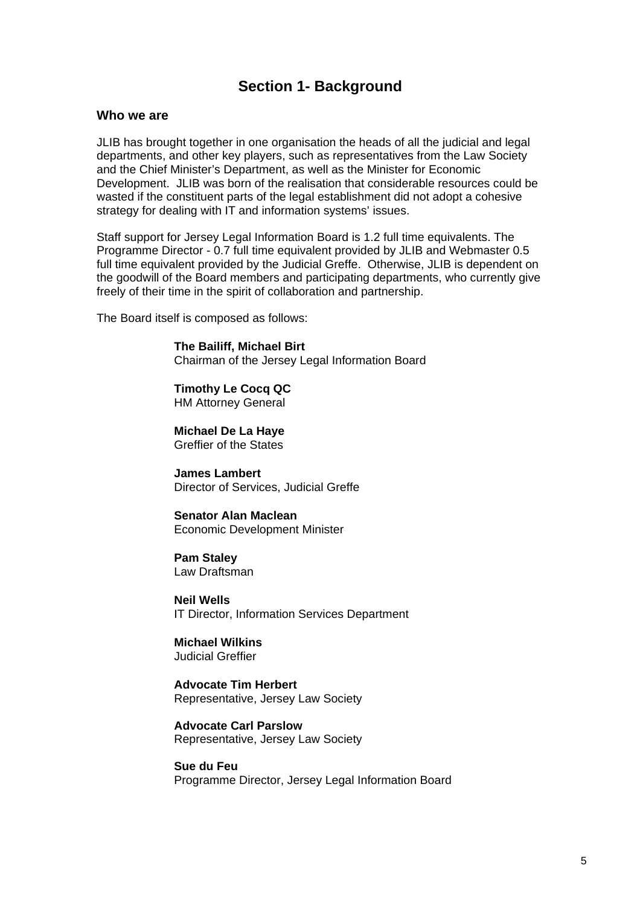# Section 1- Background

### Who we are

JLIB has brought together in one organisation the heads of all the judicial and legal departments, and other key players, such as representatives from the Law Society and the Chief Minister's Department, as well as the Minister for Economic Development. JLIB was born of the realisation that considerable resources could be wasted if the constituent parts of the legal establishment did not adopt a cohesive strategy for dealing with IT and information systems' issues.

Staff support for Jersey Legal Information Board is 1.2 full time equivalents. The Programme Director - 0.7 full time equivalent provided by JLIB and Webmaster 0.5 full time equivalent provided by the Judicial Greffe. Otherwise, JLIB is dependent on the goodwill of the Board members and participating departments, who currently give freely of their time in the spirit of collaboration and partnership.

The Board itself is composed as follows:

**The Bailiff, Michael Birt**
Chairman of the Jersey Legal Information Board

**Timothy Le Cocq QC**
HM Attorney General

**Michael De La Haye**
Greffier of the States

**James Lambert**
Director of Services, Judicial Greffe

**Senator Alan Maclean**
Economic Development Minister

**Pam Staley**
Law Draftsman

**Neil Wells**
IT Director, Information Services Department

**Michael Wilkins**
Judicial Greffier

**Advocate Tim Herbert**
Representative, Jersey Law Society

**Advocate Carl Parslow**
Representative, Jersey Law Society

**Sue du Feu**
Programme Director, Jersey Legal Information Board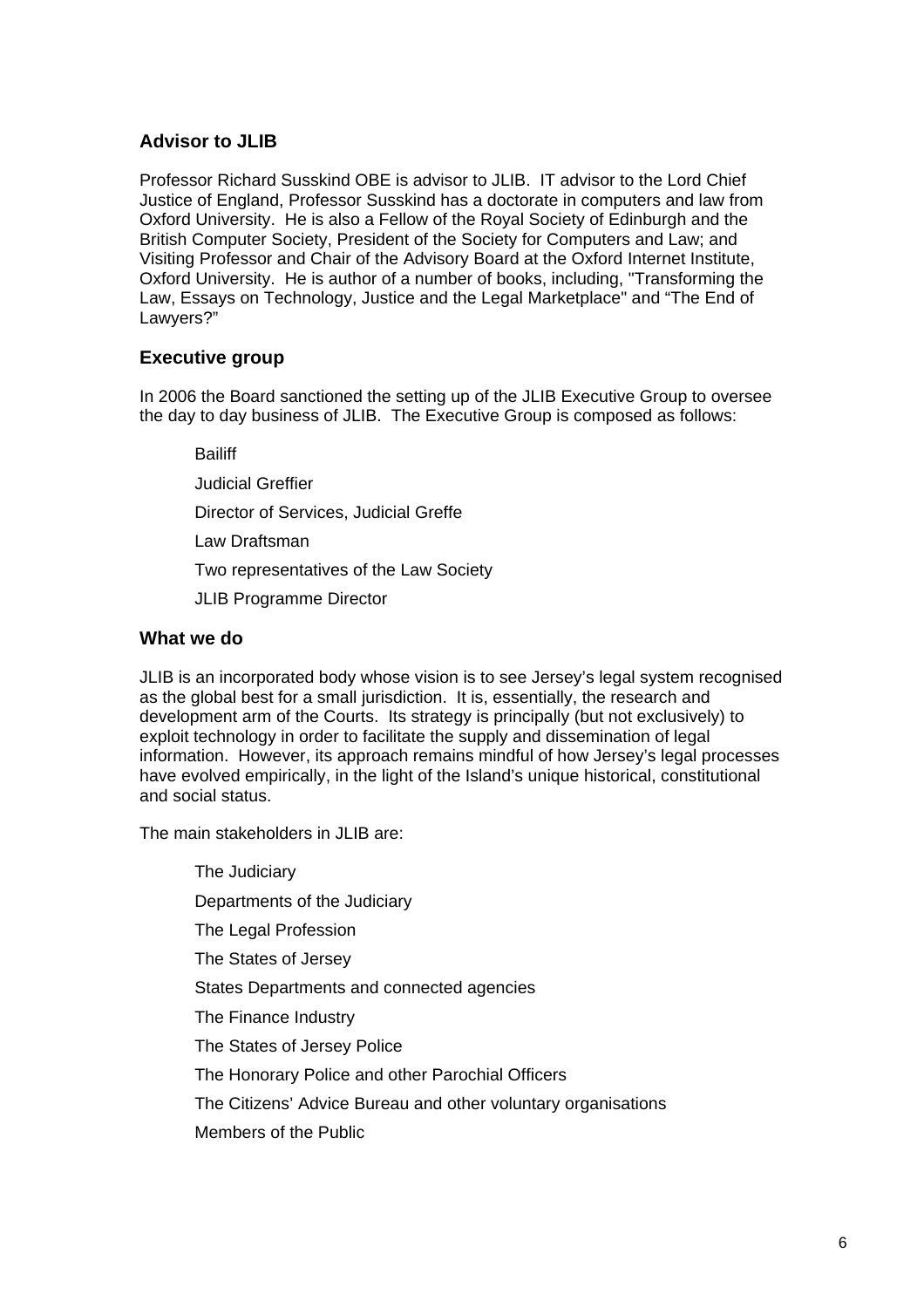## Advisor to JLIB

Professor Richard Susskind OBE is advisor to JLIB. IT advisor to the Lord Chief Justice of England, Professor Susskind has a doctorate in computers and law from Oxford University. He is also a Fellow of the Royal Society of Edinburgh and the British Computer Society, President of the Society for Computers and Law; and Visiting Professor and Chair of the Advisory Board at the Oxford Internet Institute, Oxford University. He is author of a number of books, including, "Transforming the Law, Essays on Technology, Justice and the Legal Marketplace" and "The End of Lawyers?"

## Executive group

In 2006 the Board sanctioned the setting up of the JLIB Executive Group to oversee the day to day business of JLIB. The Executive Group is composed as follows:

- Bailiff
- Judicial Greffier
- Director of Services, Judicial Greffe
- Law Draftsman
- Two representatives of the Law Society
- JLIB Programme Director

## What we do

JLIB is an incorporated body whose vision is to see Jersey's legal system recognised as the global best for a small jurisdiction. It is, essentially, the research and development arm of the Courts. Its strategy is principally (but not exclusively) to exploit technology in order to facilitate the supply and dissemination of legal information. However, its approach remains mindful of how Jersey's legal processes have evolved empirically, in the light of the Island's unique historical, constitutional and social status.

The main stakeholders in JLIB are:

- The Judiciary
- Departments of the Judiciary
- The Legal Profession
- The States of Jersey
- States Departments and connected agencies
- The Finance Industry
- The States of Jersey Police
- The Honorary Police and other Parochial Officers
- The Citizens' Advice Bureau and other voluntary organisations
- Members of the Public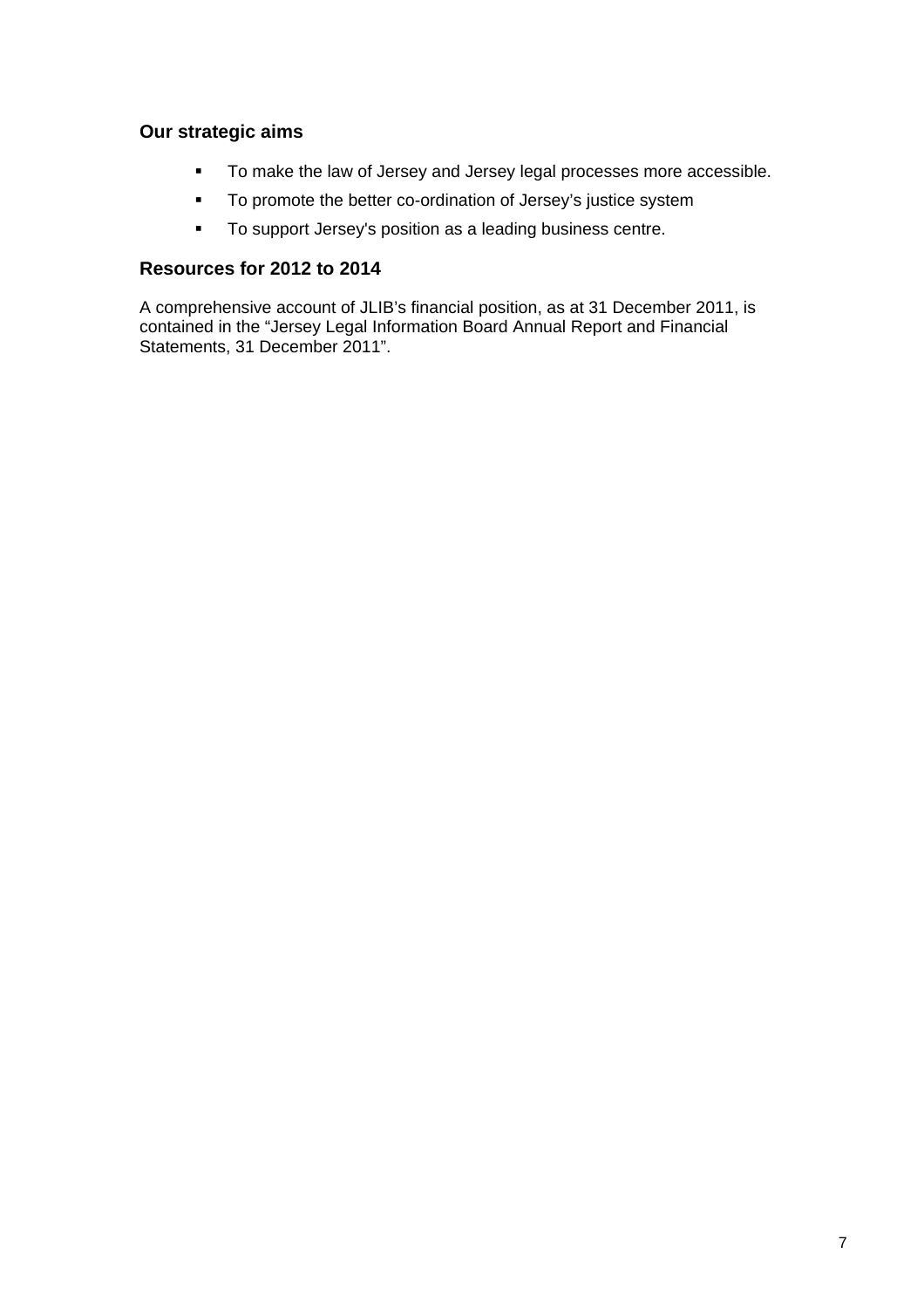## Our strategic aims

- To make the law of Jersey and Jersey legal processes more accessible.
- To promote the better co-ordination of Jersey's justice system
- To support Jersey's position as a leading business centre.

## Resources for 2012 to 2014

A comprehensive account of JLIB's financial position, as at 31 December 2011, is contained in the "Jersey Legal Information Board Annual Report and Financial Statements, 31 December 2011".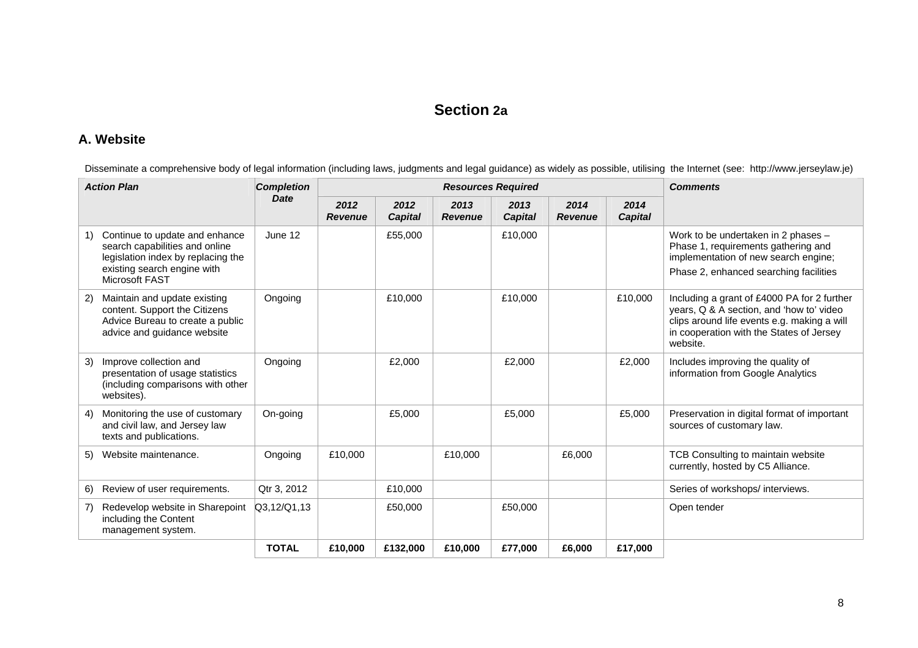# Section 2a

## A. Website

Disseminate a comprehensive body of legal information (including laws, judgments and legal guidance) as widely as possible, utilising the Internet (see: http://www.jerseylaw.je)

| *Action Plan* | *Completion Date* | *Resources Required* | | | | | | *Comments* |
|---|---|---|---|---|---|---|---|---|
| | | *2012 Revenue* | *2012 Capital* | *2013 Revenue* | *2013 Capital* | *2014 Revenue* | *2014 Capital* | |
| 1) Continue to update and enhance search capabilities and online legislation index by replacing the existing search engine with Microsoft FAST | June 12 | | £55,000 | | £10,000 | | | Work to be undertaken in 2 phases – Phase 1, requirements gathering and implementation of new search engine; Phase 2, enhanced searching facilities |
| 2) Maintain and update existing content. Support the Citizens Advice Bureau to create a public advice and guidance website | Ongoing | | £10,000 | | £10,000 | | £10,000 | Including a grant of £4000 PA for 2 further years, Q & A section, and 'how to' video clips around life events e.g. making a will in cooperation with the States of Jersey website. |
| 3) Improve collection and presentation of usage statistics (including comparisons with other websites). | Ongoing | | £2,000 | | £2,000 | | £2,000 | Includes improving the quality of information from Google Analytics |
| 4) Monitoring the use of customary and civil law, and Jersey law texts and publications. | On-going | | £5,000 | | £5,000 | | £5,000 | Preservation in digital format of important sources of customary law. |
| 5) Website maintenance. | Ongoing | £10,000 | | £10,000 | | £6,000 | | TCB Consulting to maintain website currently, hosted by C5 Alliance. |
| 6) Review of user requirements. | Qtr 3, 2012 | | £10,000 | | | | | Series of workshops/ interviews. |
| 7) Redevelop website in Sharepoint including the Content management system. | Q3,12/Q1,13 | | £50,000 | | £50,000 | | | Open tender |
| | **TOTAL** | **£10,000** | **£132,000** | **£10,000** | **£77,000** | **£6,000** | **£17,000** | |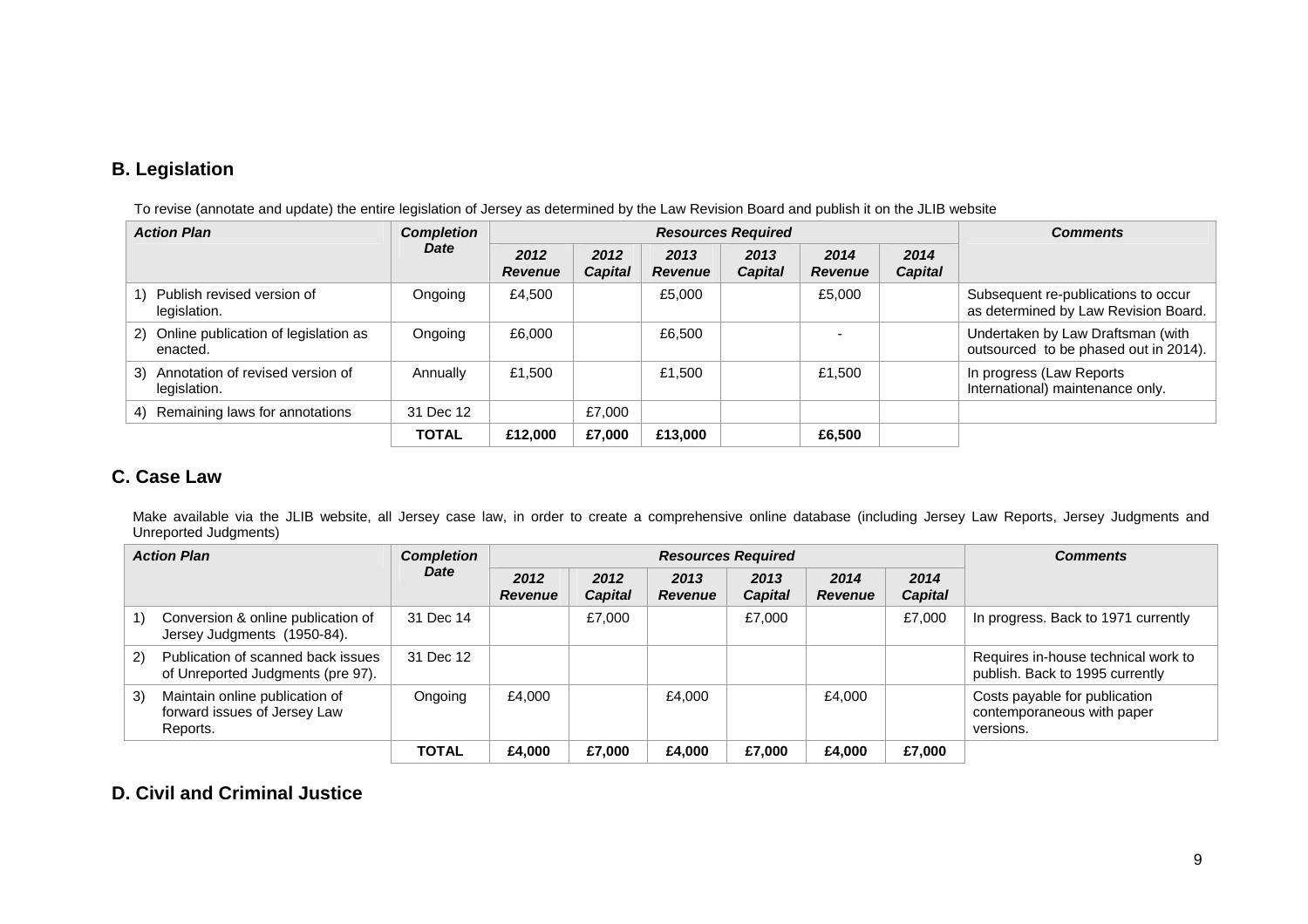## B. Legislation

To revise (annotate and update) the entire legislation of Jersey as determined by the Law Revision Board and publish it on the JLIB website

| *Action Plan* | *Completion Date* | *Resources Required* | | | | | | *Comments* |
|---|---|---|---|---|---|---|---|---|
| | | *2012 Revenue* | *2012 Capital* | *2013 Revenue* | *2013 Capital* | *2014 Revenue* | *2014 Capital* | |
| 1) Publish revised version of legislation. | Ongoing | £4,500 | | £5,000 | | £5,000 | | Subsequent re-publications to occur as determined by Law Revision Board. |
| 2) Online publication of legislation as enacted. | Ongoing | £6,000 | | £6,500 | | - | | Undertaken by Law Draftsman (with outsourced to be phased out in 2014). |
| 3) Annotation of revised version of legislation. | Annually | £1,500 | | £1,500 | | £1,500 | | In progress (Law Reports International) maintenance only. |
| 4) Remaining laws for annotations | 31 Dec 12 | | £7,000 | | | | | |
| | **TOTAL** | **£12,000** | **£7,000** | **£13,000** | | **£6,500** | | |

## C. Case Law

Make available via the JLIB website, all Jersey case law, in order to create a comprehensive online database (including Jersey Law Reports, Jersey Judgments and Unreported Judgments)

| *Action Plan* | *Completion Date* | *Resources Required* | | | | | | *Comments* |
|---|---|---|---|---|---|---|---|---|
| | | *2012 Revenue* | *2012 Capital* | *2013 Revenue* | *2013 Capital* | *2014 Revenue* | *2014 Capital* | |
| 1) Conversion & online publication of Jersey Judgments (1950-84). | 31 Dec 14 | | £7,000 | | £7,000 | | £7,000 | In progress. Back to 1971 currently |
| 2) Publication of scanned back issues of Unreported Judgments (pre 97). | 31 Dec 12 | | | | | | | Requires in-house technical work to publish. Back to 1995 currently |
| 3) Maintain online publication of forward issues of Jersey Law Reports. | Ongoing | £4,000 | | £4,000 | | £4,000 | | Costs payable for publication contemporaneous with paper versions. |
| | **TOTAL** | **£4,000** | **£7,000** | **£4,000** | **£7,000** | **£4,000** | **£7,000** | |

## D. Civil and Criminal Justice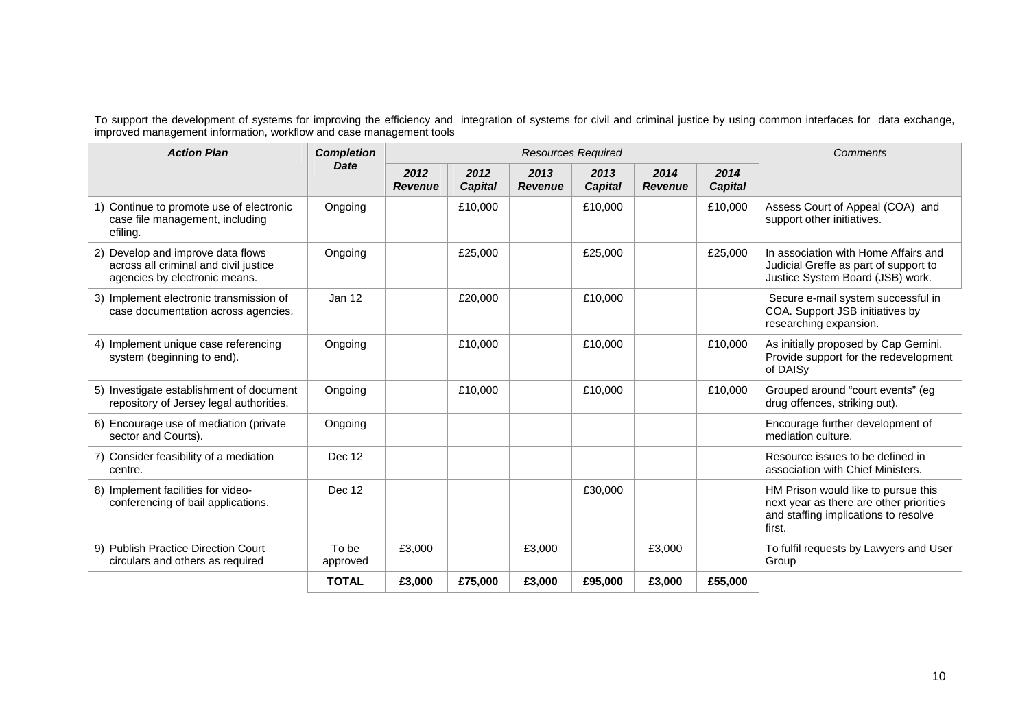To support the development of systems for improving the efficiency and integration of systems for civil and criminal justice by using common interfaces for data exchange, improved management information, workflow and case management tools

| ***Action Plan*** | ***Completion Date*** | *Resources Required* | | | | | | *Comments* |
|---|---|---|---|---|---|---|---|---|
| | | ***2012 Revenue*** | ***2012 Capital*** | ***2013 Revenue*** | ***2013 Capital*** | ***2014 Revenue*** | ***2014 Capital*** | |
| 1) Continue to promote use of electronic case file management, including efiling. | Ongoing | | £10,000 | | £10,000 | | £10,000 | Assess Court of Appeal (COA) and support other initiatives. |
| 2) Develop and improve data flows across all criminal and civil justice agencies by electronic means. | Ongoing | | £25,000 | | £25,000 | | £25,000 | In association with Home Affairs and Judicial Greffe as part of support to Justice System Board (JSB) work. |
| 3) Implement electronic transmission of case documentation across agencies. | Jan 12 | | £20,000 | | £10,000 | | | Secure e-mail system successful in COA. Support JSB initiatives by researching expansion. |
| 4) Implement unique case referencing system (beginning to end). | Ongoing | | £10,000 | | £10,000 | | £10,000 | As initially proposed by Cap Gemini. Provide support for the redevelopment of DAISy |
| 5) Investigate establishment of document repository of Jersey legal authorities. | Ongoing | | £10,000 | | £10,000 | | £10,000 | Grouped around "court events" (eg drug offences, striking out). |
| 6) Encourage use of mediation (private sector and Courts). | Ongoing | | | | | | | Encourage further development of mediation culture. |
| 7) Consider feasibility of a mediation centre. | Dec 12 | | | | | | | Resource issues to be defined in association with Chief Ministers. |
| 8) Implement facilities for video-conferencing of bail applications. | Dec 12 | | | | £30,000 | | | HM Prison would like to pursue this next year as there are other priorities and staffing implications to resolve first. |
| 9) Publish Practice Direction Court circulars and others as required | To be approved | £3,000 | | £3,000 | | £3,000 | | To fulfil requests by Lawyers and User Group |
| | **TOTAL** | **£3,000** | **£75,000** | **£3,000** | **£95,000** | **£3,000** | **£55,000** | |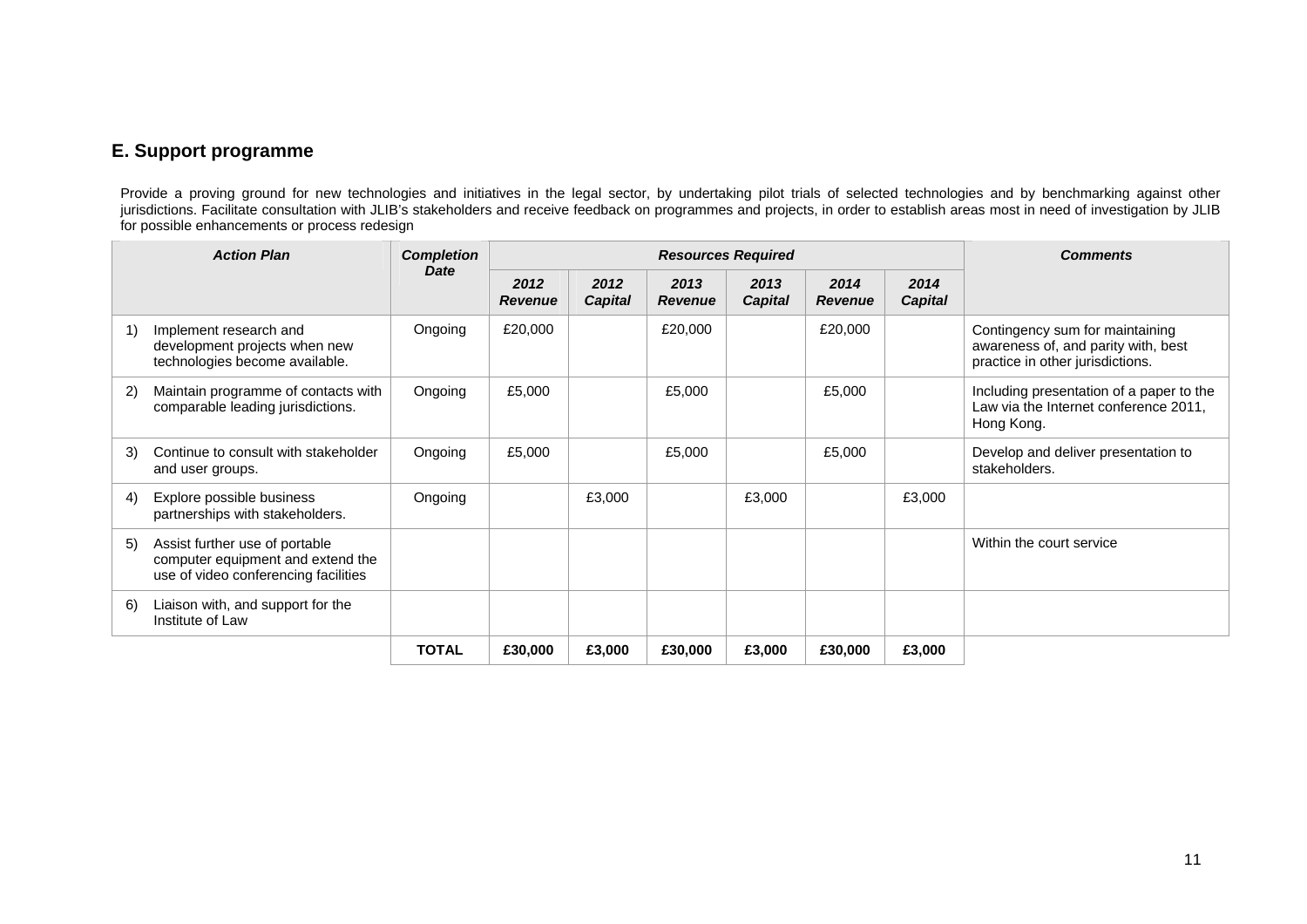## E. Support programme

Provide a proving ground for new technologies and initiatives in the legal sector, by undertaking pilot trials of selected technologies and by benchmarking against other jurisdictions. Facilitate consultation with JLIB's stakeholders and receive feedback on programmes and projects, in order to establish areas most in need of investigation by JLIB for possible enhancements or process redesign

| ***Action Plan*** | ***Completion Date*** | ***Resources Required*** | | | | | | ***Comments*** |
|---|---|---|---|---|---|---|---|---|
| | | ***2012 Revenue*** | ***2012 Capital*** | ***2013 Revenue*** | ***2013 Capital*** | ***2014 Revenue*** | ***2014 Capital*** | |
| 1) Implement research and development projects when new technologies become available. | Ongoing | £20,000 | | £20,000 | | £20,000 | | Contingency sum for maintaining awareness of, and parity with, best practice in other jurisdictions. |
| 2) Maintain programme of contacts with comparable leading jurisdictions. | Ongoing | £5,000 | | £5,000 | | £5,000 | | Including presentation of a paper to the Law via the Internet conference 2011, Hong Kong. |
| 3) Continue to consult with stakeholder and user groups. | Ongoing | £5,000 | | £5,000 | | £5,000 | | Develop and deliver presentation to stakeholders. |
| 4) Explore possible business partnerships with stakeholders. | Ongoing | | £3,000 | | £3,000 | | £3,000 | |
| 5) Assist further use of portable computer equipment and extend the use of video conferencing facilities | | | | | | | | Within the court service |
| 6) Liaison with, and support for the Institute of Law | | | | | | | | |
| | **TOTAL** | **£30,000** | **£3,000** | **£30,000** | **£3,000** | **£30,000** | **£3,000** | |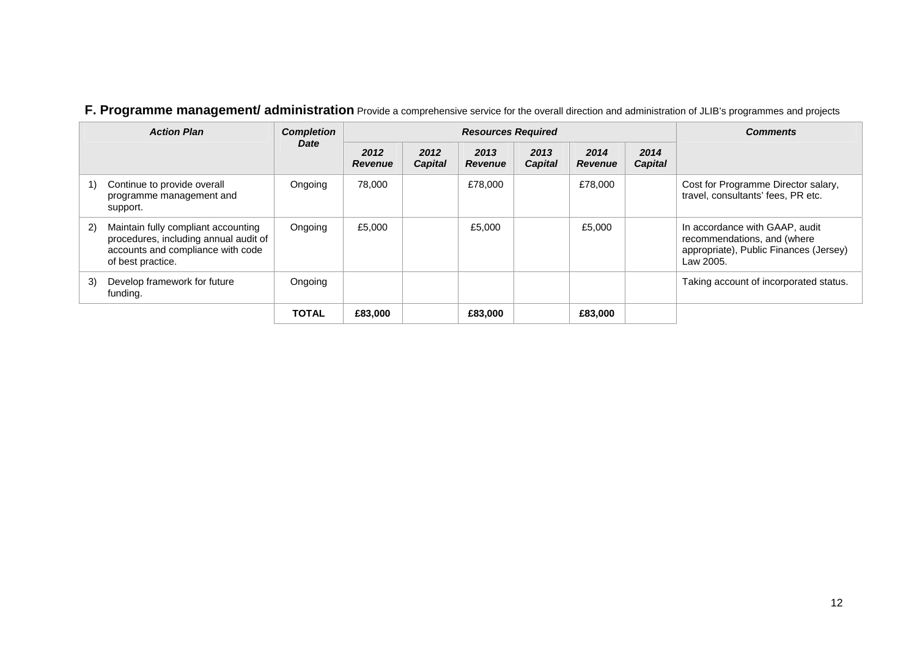**F. Programme management/ administration** Provide a comprehensive service for the overall direction and administration of JLIB's programmes and projects

| ***Action Plan*** | ***Completion Date*** | ***Resources Required*** | | | | | | ***Comments*** |
|---|---|---|---|---|---|---|---|---|
| | | ***2012 Revenue*** | ***2012 Capital*** | ***2013 Revenue*** | ***2013 Capital*** | ***2014 Revenue*** | ***2014 Capital*** | |
| 1) Continue to provide overall programme management and support. | Ongoing | 78,000 | | £78,000 | | £78,000 | | Cost for Programme Director salary, travel, consultants' fees, PR etc. |
| 2) Maintain fully compliant accounting procedures, including annual audit of accounts and compliance with code of best practice. | Ongoing | £5,000 | | £5,000 | | £5,000 | | In accordance with GAAP, audit recommendations, and (where appropriate), Public Finances (Jersey) Law 2005. |
| 3) Develop framework for future funding. | Ongoing | | | | | | | Taking account of incorporated status. |
| | **TOTAL** | **£83,000** | | **£83,000** | | **£83,000** | | |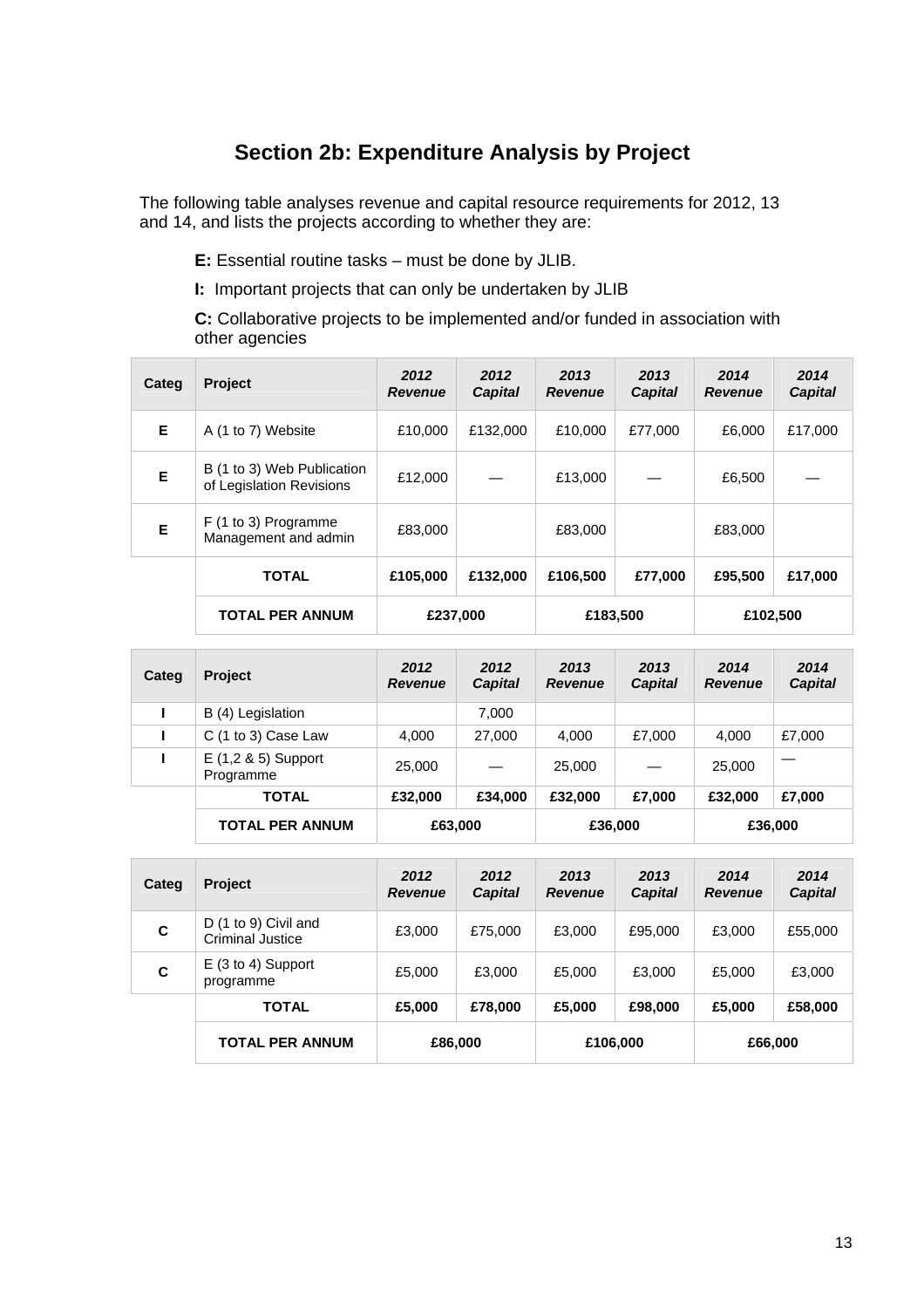## Section 2b: Expenditure Analysis by Project

The following table analyses revenue and capital resource requirements for 2012, 13 and 14, and lists the projects according to whether they are:

**E:** Essential routine tasks – must be done by JLIB.

**I:** Important projects that can only be undertaken by JLIB

**C:** Collaborative projects to be implemented and/or funded in association with other agencies

| Categ | Project | *2012 Revenue* | *2012 Capital* | *2013 Revenue* | *2013 Capital* | *2014 Revenue* | *2014 Capital* |
|---|---|---|---|---|---|---|---|
| **E** | A (1 to 7) Website | £10,000 | £132,000 | £10,000 | £77,000 | £6,000 | £17,000 |
| **E** | B (1 to 3) Web Publication of Legislation Revisions | £12,000 | — | £13,000 | — | £6,500 | — |
| **E** | F (1 to 3) Programme Management and admin | £83,000 | | £83,000 | | £83,000 | |
| | **TOTAL** | **£105,000** | **£132,000** | **£106,500** | **£77,000** | **£95,500** | **£17,000** |
| | **TOTAL PER ANNUM** | **£237,000** | | **£183,500** | | **£102,500** | |

| Categ | Project | *2012 Revenue* | *2012 Capital* | *2013 Revenue* | *2013 Capital* | *2014 Revenue* | *2014 Capital* |
|---|---|---|---|---|---|---|---|
| **I** | B (4) Legislation | | 7,000 | | | | |
| **I** | C (1 to 3) Case Law | 4,000 | 27,000 | 4,000 | £7,000 | 4,000 | £7,000 |
| **I** | E (1,2 & 5) Support Programme | 25,000 | — | 25,000 | — | 25,000 | — |
| | **TOTAL** | **£32,000** | **£34,000** | **£32,000** | **£7,000** | **£32,000** | **£7,000** |
| | **TOTAL PER ANNUM** | **£63,000** | | **£36,000** | | **£36,000** | |

| Categ | Project | *2012 Revenue* | *2012 Capital* | *2013 Revenue* | *2013 Capital* | *2014 Revenue* | *2014 Capital* |
|---|---|---|---|---|---|---|---|
| **C** | D (1 to 9) Civil and Criminal Justice | £3,000 | £75,000 | £3,000 | £95,000 | £3,000 | £55,000 |
| **C** | E (3 to 4) Support programme | £5,000 | £3,000 | £5,000 | £3,000 | £5,000 | £3,000 |
| | **TOTAL** | **£5,000** | **£78,000** | **£5,000** | **£98,000** | **£5,000** | **£58,000** |
| | **TOTAL PER ANNUM** | **£86,000** | | **£106,000** | | **£66,000** | |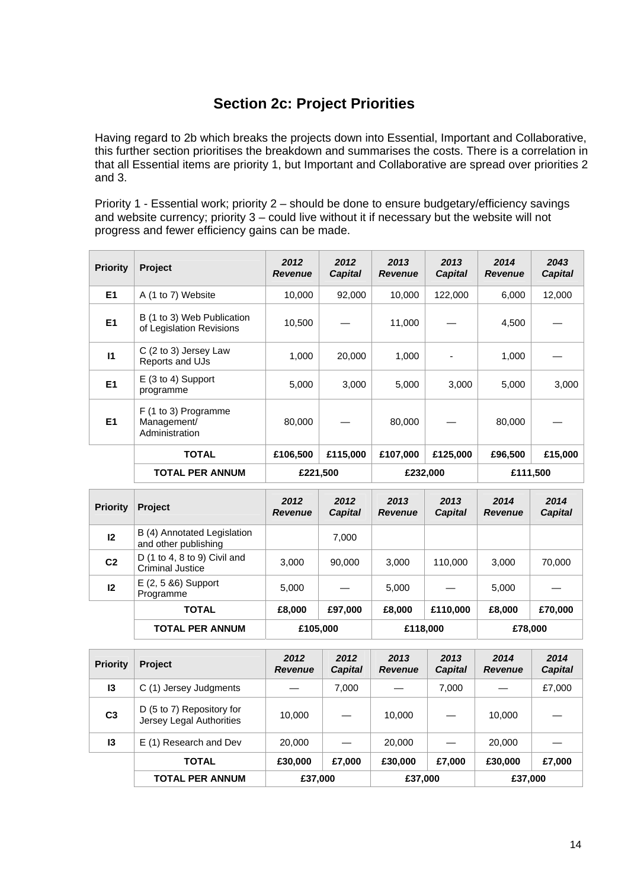# Section 2c: Project Priorities

Having regard to 2b which breaks the projects down into Essential, Important and Collaborative, this further section prioritises the breakdown and summarises the costs. There is a correlation in that all Essential items are priority 1, but Important and Collaborative are spread over priorities 2 and 3.

Priority 1 - Essential work; priority 2 – should be done to ensure budgetary/efficiency savings and website currency; priority 3 – could live without it if necessary but the website will not progress and fewer efficiency gains can be made.

| Priority | Project | *2012 Revenue* | *2012 Capital* | *2013 Revenue* | *2013 Capital* | *2014 Revenue* | *2043 Capital* |
|---|---|---|---|---|---|---|---|
| **E1** | A (1 to 7) Website | 10,000 | 92,000 | 10,000 | 122,000 | 6,000 | 12,000 |
| **E1** | B (1 to 3) Web Publication of Legislation Revisions | 10,500 | — | 11,000 | — | 4,500 | — |
| **I1** | C (2 to 3) Jersey Law Reports and UJs | 1,000 | 20,000 | 1,000 | - | 1,000 | — |
| **E1** | E (3 to 4) Support programme | 5,000 | 3,000 | 5,000 | 3,000 | 5,000 | 3,000 |
| **E1** | F (1 to 3) Programme Management/ Administration | 80,000 | — | 80,000 | — | 80,000 | — |
| | **TOTAL** | **£106,500** | **£115,000** | **£107,000** | **£125,000** | **£96,500** | **£15,000** |
| | **TOTAL PER ANNUM** | **£221,500** | | **£232,000** | | **£111,500** | |

| Priority | Project | *2012 Revenue* | *2012 Capital* | *2013 Revenue* | *2013 Capital* | *2014 Revenue* | *2014 Capital* |
|---|---|---|---|---|---|---|---|
| **I2** | B (4) Annotated Legislation and other publishing | | 7,000 | | | | |
| **C2** | D (1 to 4, 8 to 9) Civil and Criminal Justice | 3,000 | 90,000 | 3,000 | 110,000 | 3,000 | 70,000 |
| **I2** | E (2, 5 &6) Support Programme | 5,000 | — | 5,000 | — | 5,000 | — |
| | **TOTAL** | **£8,000** | **£97,000** | **£8,000** | **£110,000** | **£8,000** | **£70,000** |
| | **TOTAL PER ANNUM** | **£105,000** | | **£118,000** | | **£78,000** | |

| Priority | Project | *2012 Revenue* | *2012 Capital* | *2013 Revenue* | *2013 Capital* | *2014 Revenue* | *2014 Capital* |
|---|---|---|---|---|---|---|---|
| **I3** | C (1) Jersey Judgments | — | 7,000 | — | 7,000 | — | £7,000 |
| **C3** | D (5 to 7) Repository for Jersey Legal Authorities | 10,000 | — | 10,000 | — | 10,000 | — |
| **I3** | E (1) Research and Dev | 20,000 | — | 20,000 | — | 20,000 | — |
| | **TOTAL** | **£30,000** | **£7,000** | **£30,000** | **£7,000** | **£30,000** | **£7,000** |
| | **TOTAL PER ANNUM** | **£37,000** | | **£37,000** | | **£37,000** | |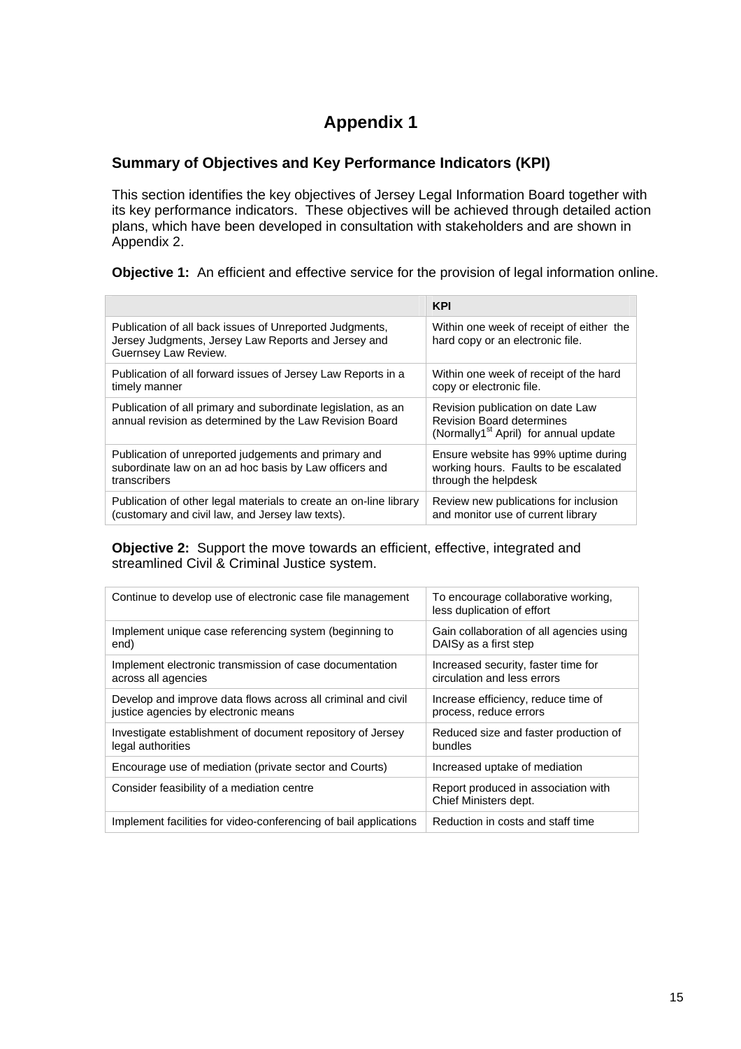# Appendix 1

## Summary of Objectives and Key Performance Indicators (KPI)

This section identifies the key objectives of Jersey Legal Information Board together with its key performance indicators. These objectives will be achieved through detailed action plans, which have been developed in consultation with stakeholders and are shown in Appendix 2.

**Objective 1:** An efficient and effective service for the provision of legal information online.

| | KPI |
|---|---|
| Publication of all back issues of Unreported Judgments, Jersey Judgments, Jersey Law Reports and Jersey and Guernsey Law Review. | Within one week of receipt of either the hard copy or an electronic file. |
| Publication of all forward issues of Jersey Law Reports in a timely manner | Within one week of receipt of the hard copy or electronic file. |
| Publication of all primary and subordinate legislation, as an annual revision as determined by the Law Revision Board | Revision publication on date Law Revision Board determines (Normally1st April) for annual update |
| Publication of unreported judgements and primary and subordinate law on an ad hoc basis by Law officers and transcribers | Ensure website has 99% uptime during working hours. Faults to be escalated through the helpdesk |
| Publication of other legal materials to create an on-line library (customary and civil law, and Jersey law texts). | Review new publications for inclusion and monitor use of current library |

**Objective 2:** Support the move towards an efficient, effective, integrated and streamlined Civil & Criminal Justice system.

| | |
|---|---|
| Continue to develop use of electronic case file management | To encourage collaborative working, less duplication of effort |
| Implement unique case referencing system (beginning to end) | Gain collaboration of all agencies using DAISy as a first step |
| Implement electronic transmission of case documentation across all agencies | Increased security, faster time for circulation and less errors |
| Develop and improve data flows across all criminal and civil justice agencies by electronic means | Increase efficiency, reduce time of process, reduce errors |
| Investigate establishment of document repository of Jersey legal authorities | Reduced size and faster production of bundles |
| Encourage use of mediation (private sector and Courts) | Increased uptake of mediation |
| Consider feasibility of a mediation centre | Report produced in association with Chief Ministers dept. |
| Implement facilities for video-conferencing of bail applications | Reduction in costs and staff time |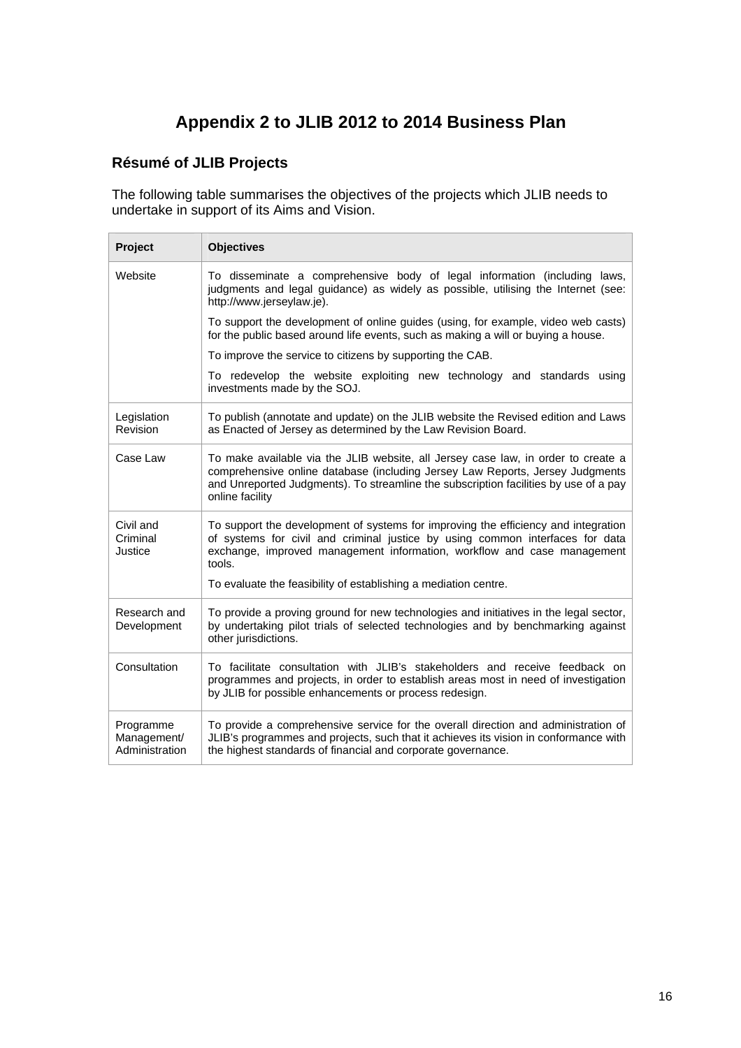# Appendix 2 to JLIB 2012 to 2014 Business Plan

## Résumé of JLIB Projects

The following table summarises the objectives of the projects which JLIB needs to undertake in support of its Aims and Vision.

| Project | Objectives |
|---|---|
| Website | To disseminate a comprehensive body of legal information (including laws, judgments and legal guidance) as widely as possible, utilising the Internet (see: http://www.jerseylaw.je).<br><br>To support the development of online guides (using, for example, video web casts) for the public based around life events, such as making a will or buying a house.<br><br>To improve the service to citizens by supporting the CAB.<br><br>To redevelop the website exploiting new technology and standards using investments made by the SOJ. |
| Legislation Revision | To publish (annotate and update) on the JLIB website the Revised edition and Laws as Enacted of Jersey as determined by the Law Revision Board. |
| Case Law | To make available via the JLIB website, all Jersey case law, in order to create a comprehensive online database (including Jersey Law Reports, Jersey Judgments and Unreported Judgments). To streamline the subscription facilities by use of a pay online facility |
| Civil and Criminal Justice | To support the development of systems for improving the efficiency and integration of systems for civil and criminal justice by using common interfaces for data exchange, improved management information, workflow and case management tools.<br><br>To evaluate the feasibility of establishing a mediation centre. |
| Research and Development | To provide a proving ground for new technologies and initiatives in the legal sector, by undertaking pilot trials of selected technologies and by benchmarking against other jurisdictions. |
| Consultation | To facilitate consultation with JLIB's stakeholders and receive feedback on programmes and projects, in order to establish areas most in need of investigation by JLIB for possible enhancements or process redesign. |
| Programme Management/ Administration | To provide a comprehensive service for the overall direction and administration of JLIB's programmes and projects, such that it achieves its vision in conformance with the highest standards of financial and corporate governance. |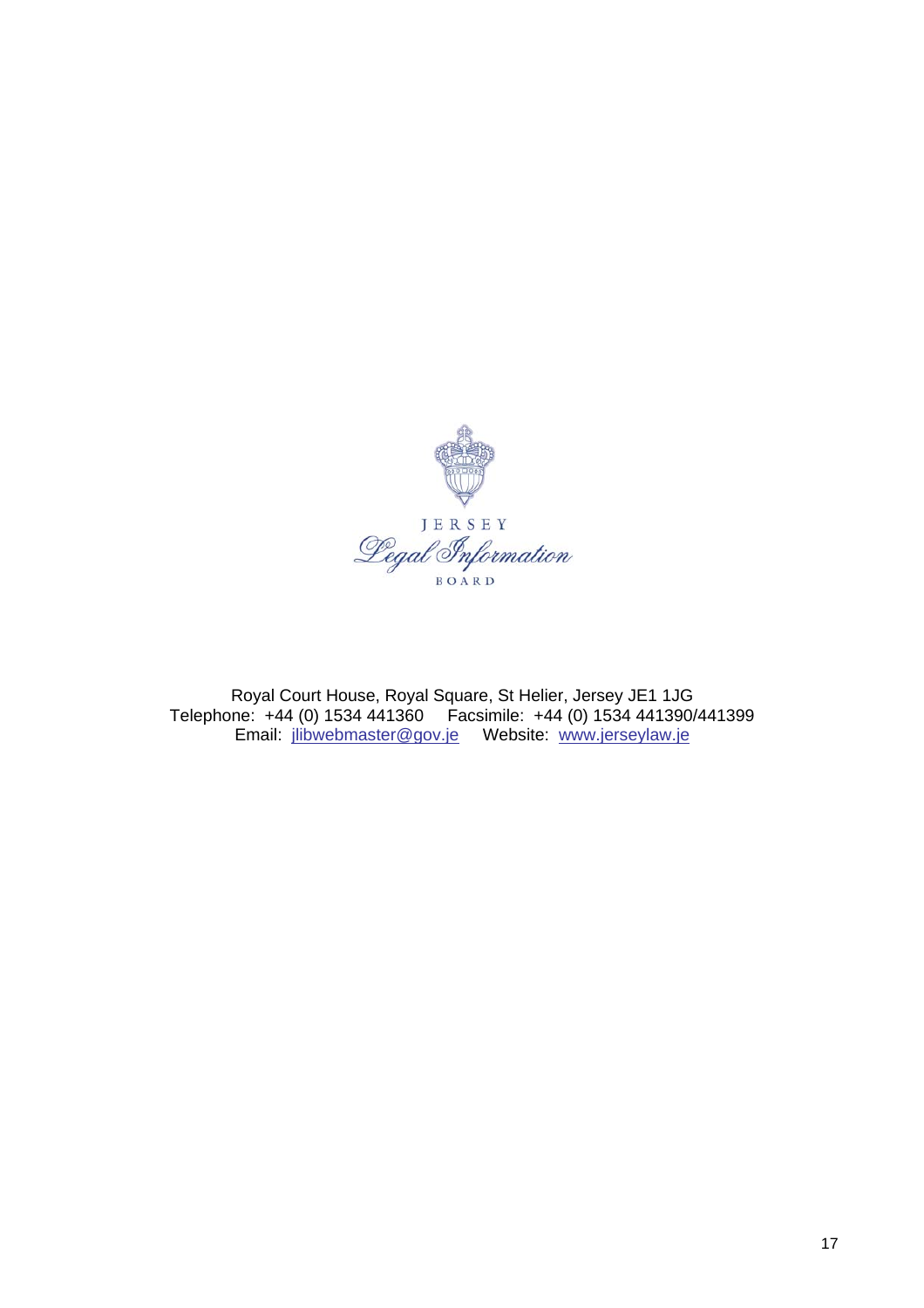JERSEY

Legal Information

BOARD

Royal Court House, Royal Square, St Helier, Jersey JE1 1JG
Telephone: +44 (0) 1534 441360 Facsimile: +44 (0) 1534 441390/441399
Email: jlibwebmaster@gov.je Website: www.jerseylaw.je